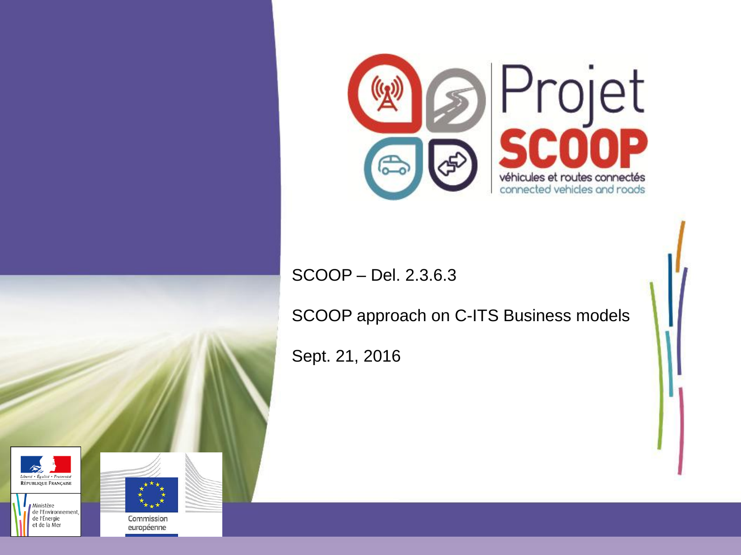Projet

**SCOOP**

véhicules et routes connectés

connected vehicles and roads

SCOOP – Del. 2.3.6.3

SCOOP approach on C-ITS Business models

Sept. 21, 2016

Liberté • Égalité • Fraternité

RÉPUBLIQUE FRANÇAISE

Ministère de l'Environnement, de l'Énergie et de la Mer

Commission européenne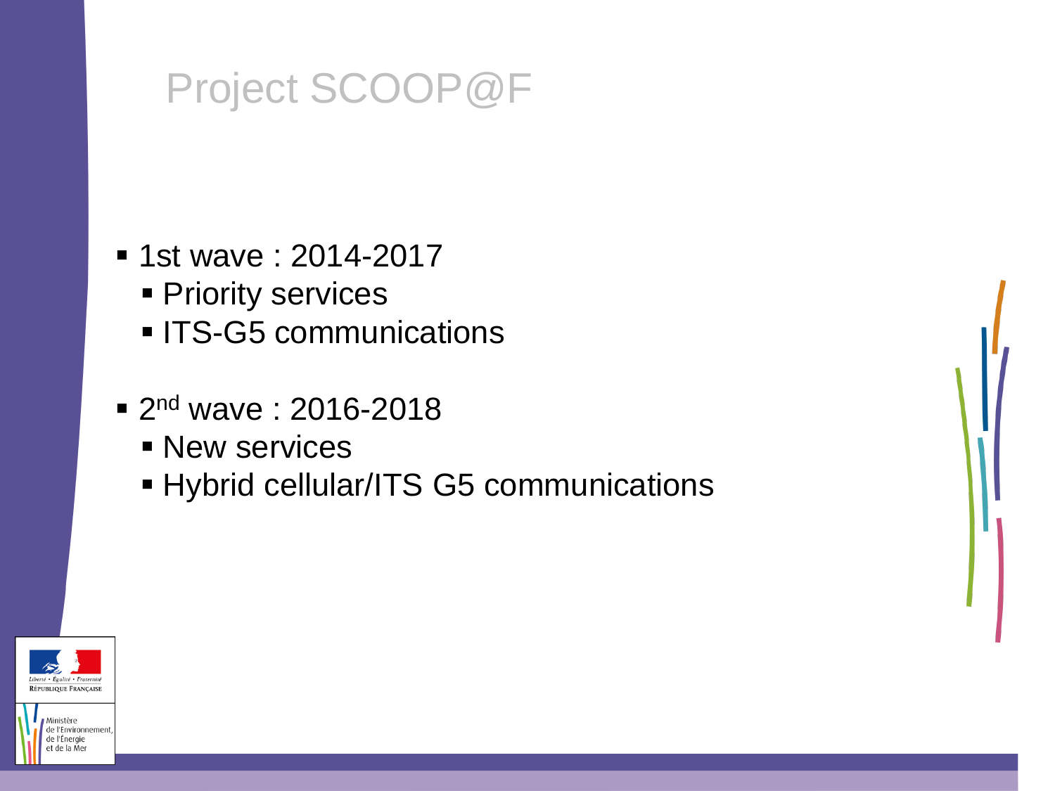# Project SCOOP@F

- 1st wave : 2014-2017
  - Priority services
  - ITS-G5 communications
- 2nd wave : 2016-2018
  - New services
  - Hybrid cellular/ITS G5 communications

Liberté • Égalité • Fraternité
RÉPUBLIQUE FRANÇAISE

Ministère de l'Environnement, de l'Énergie et de la Mer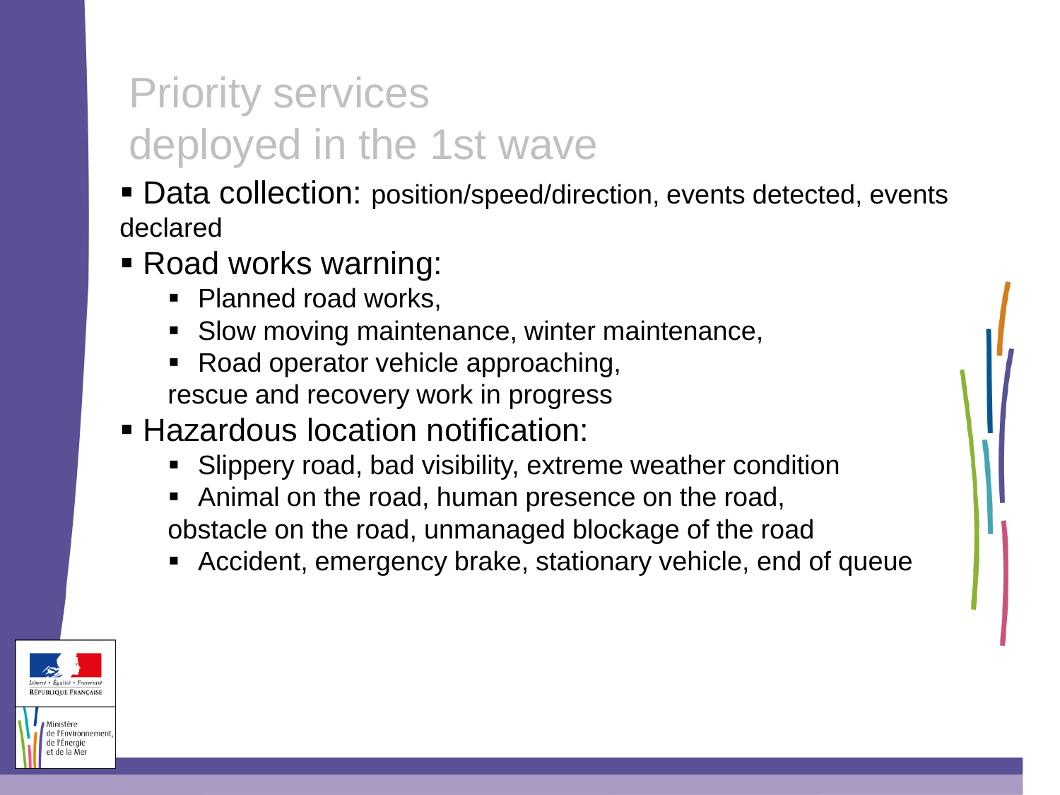# Priority services deployed in the 1st wave

- Data collection: position/speed/direction, events detected, events declared
- Road works warning:
  - Planned road works,
  - Slow moving maintenance, winter maintenance,
  - Road operator vehicle approaching, rescue and recovery work in progress
- Hazardous location notification:
  - Slippery road, bad visibility, extreme weather condition
  - Animal on the road, human presence on the road, obstacle on the road, unmanaged blockage of the road
  - Accident, emergency brake, stationary vehicle, end of queue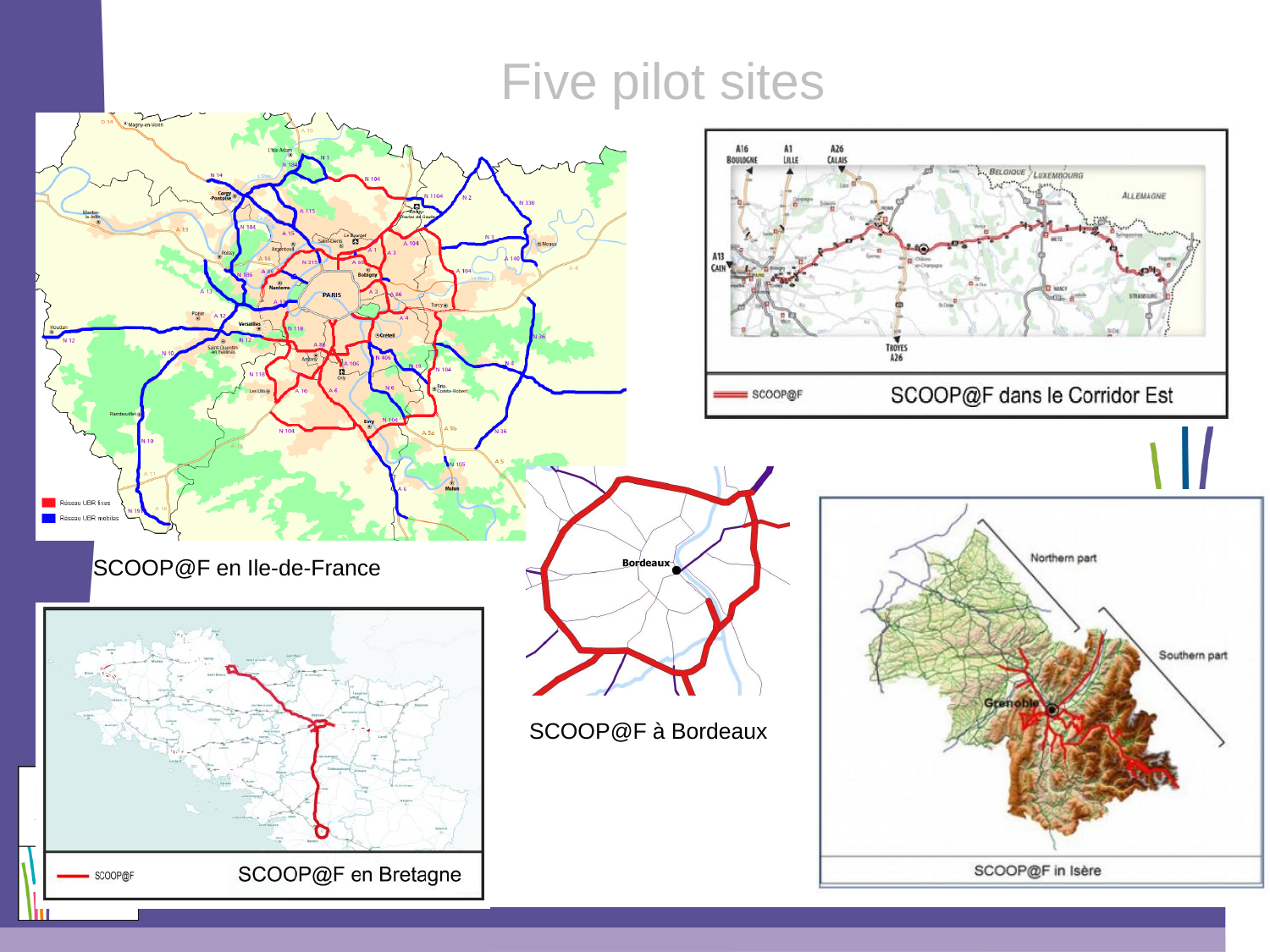# Five pilot sites

SCOOP@F en Ile-de-France

SCOOP@F dans le Corridor Est

SCOOP@F à Bordeaux

SCOOP@F en Bretagne

SCOOP@F in Isère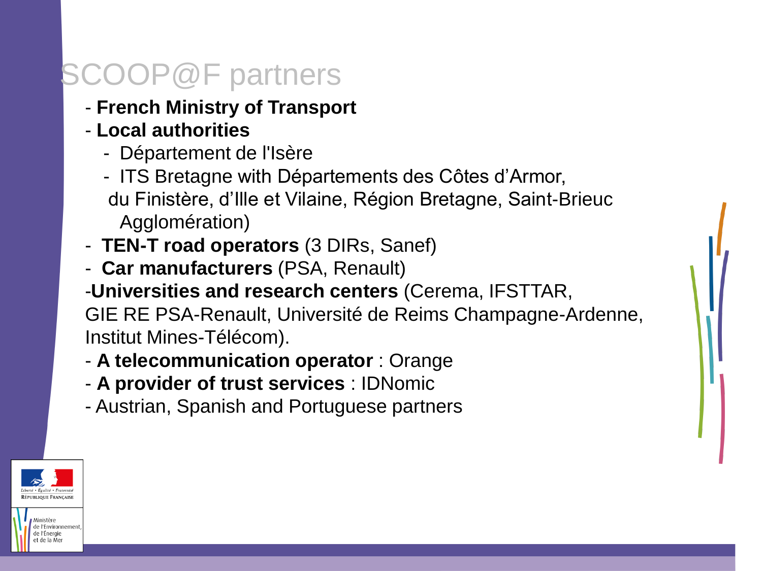# SCOOP@F partners

- **French Ministry of Transport**
- **Local authorities**
  - Département de l'Isère
  - ITS Bretagne with Départements des Côtes d'Armor, du Finistère, d'Ille et Vilaine, Région Bretagne, Saint-Brieuc Agglomération)
- **TEN-T road operators** (3 DIRs, Sanef)
- **Car manufacturers** (PSA, Renault)
- **Universities and research centers** (Cerema, IFSTTAR, GIE RE PSA-Renault, Université de Reims Champagne-Ardenne, Institut Mines-Télécom).
- **A telecommunication operator** : Orange
- **A provider of trust services** : IDNomic
- Austrian, Spanish and Portuguese partners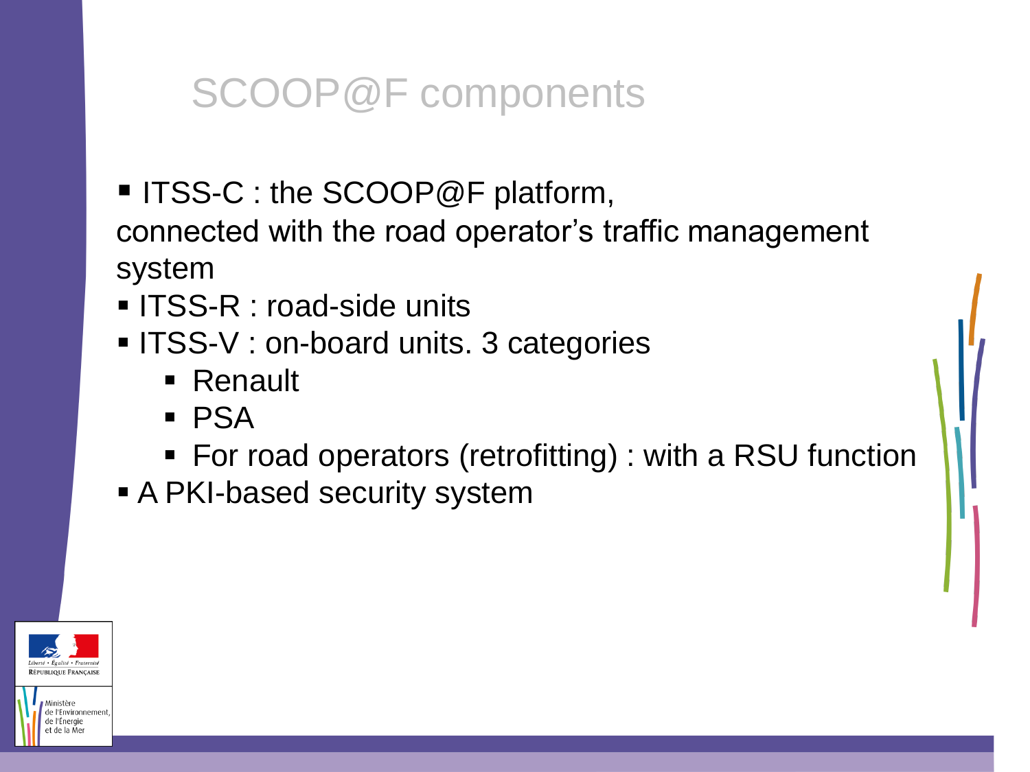# SCOOP@F components

- ITSS-C : the SCOOP@F platform, connected with the road operator's traffic management system
- ITSS-R : road-side units
- ITSS-V : on-board units. 3 categories
  - Renault
  - PSA
  - For road operators (retrofitting) : with a RSU function
- A PKI-based security system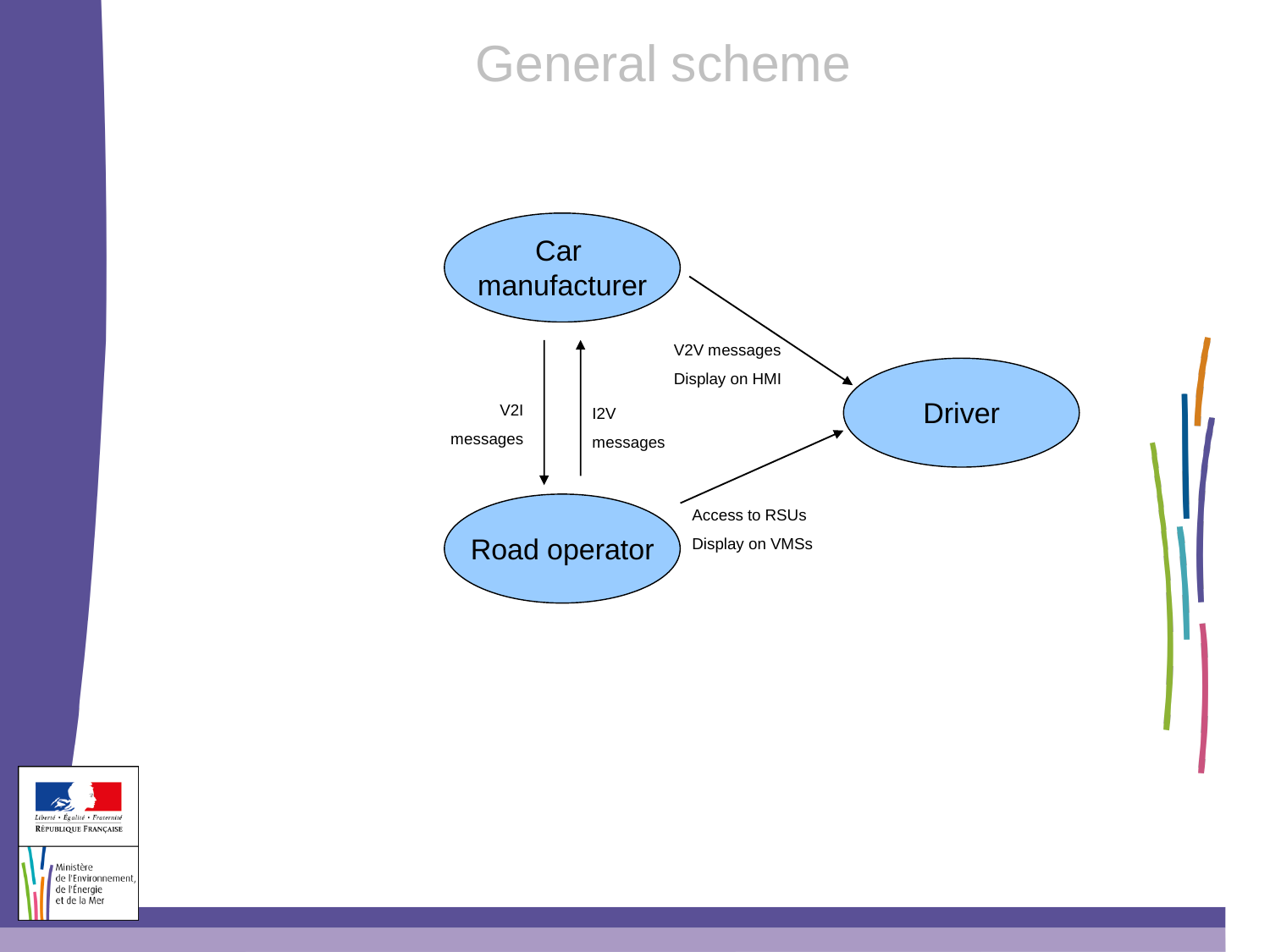# General scheme

Car manufacturer

V2V messages

Display on HMI

Driver

V2I messages

I2V messages

Road operator

Access to RSUs

Display on VMSs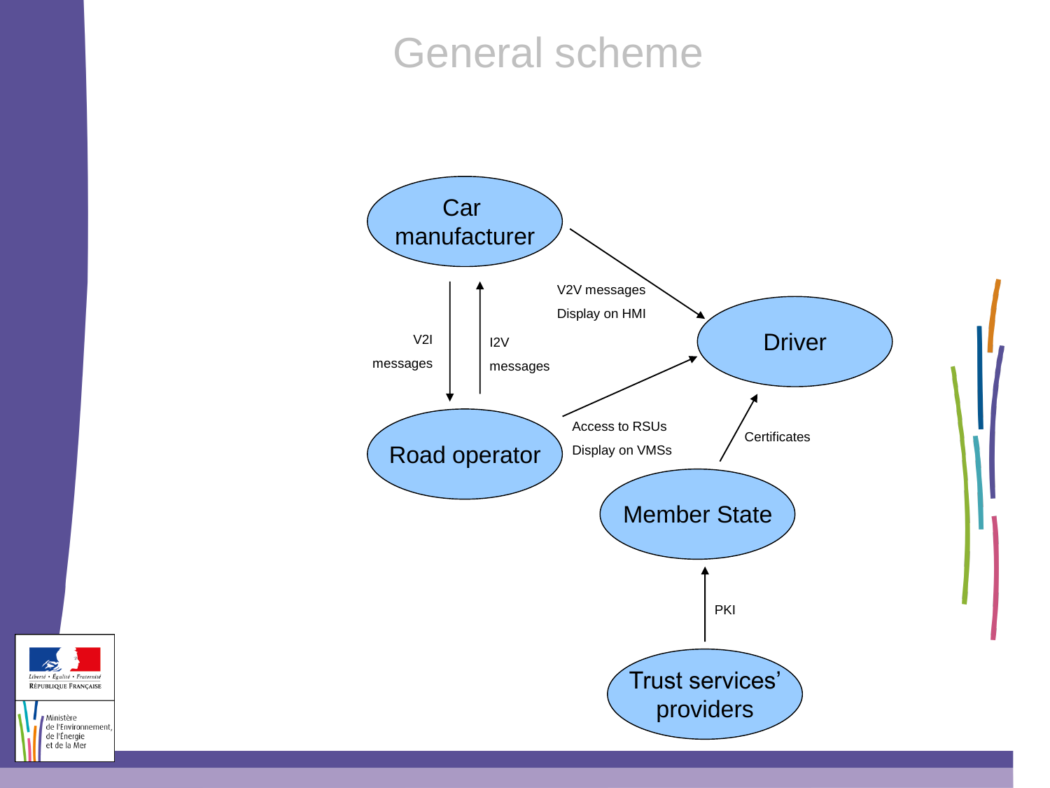# General scheme

Car manufacturer

V2V messages

Display on HMI

Driver

V2I messages

I2V messages

Road operator

Access to RSUs

Display on VMSs

Certificates

Member State

PKI

Trust services' providers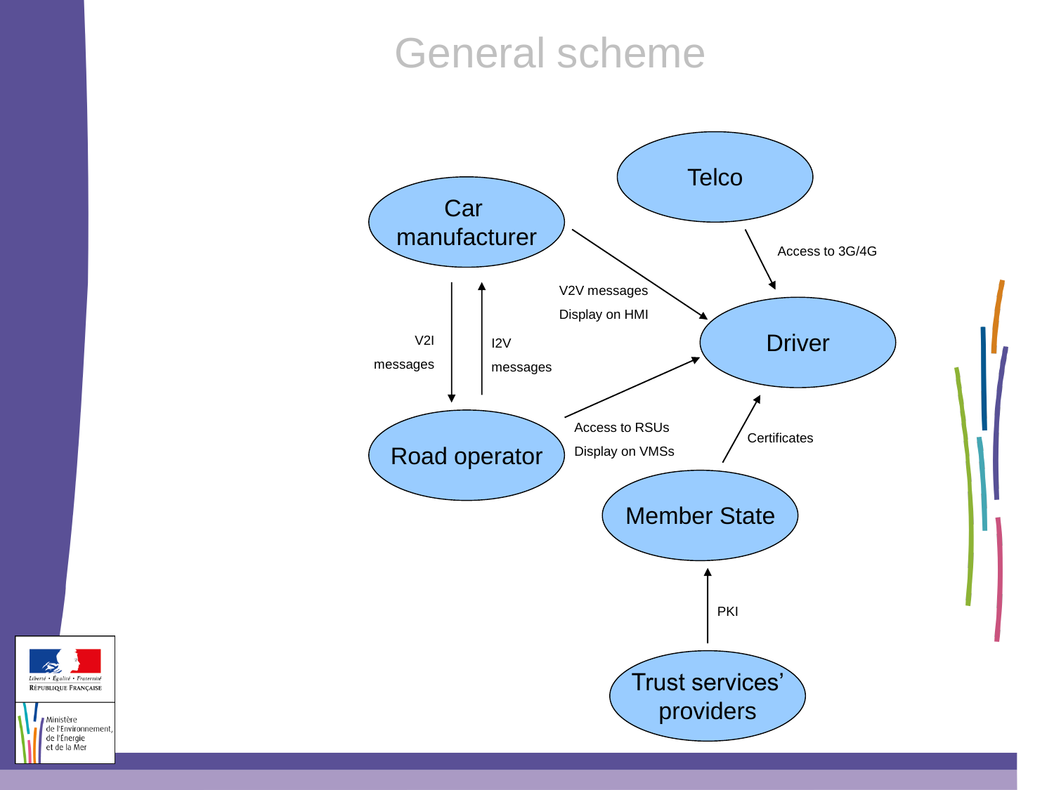# General scheme

Car manufacturer

Telco

Driver

Road operator

Member State

Trust services' providers

V2I messages

I2V messages

V2V messages

Display on HMI

Access to 3G/4G

Access to RSUs

Display on VMSs

Certificates

PKI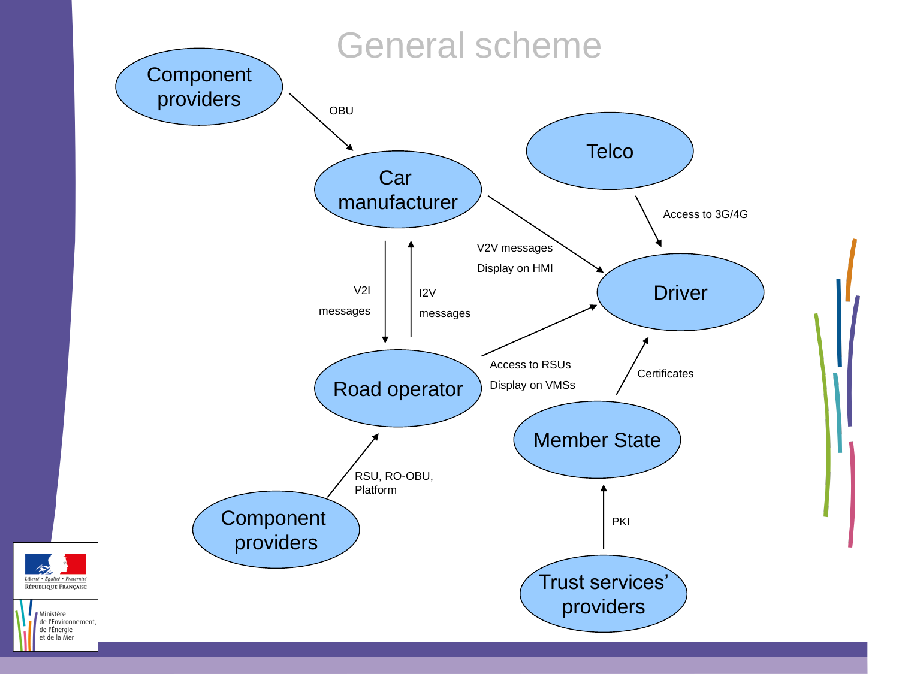# General scheme

- Component providers → Car manufacturer: OBU
- Car manufacturer → Driver: V2V messages, Display on HMI
- Telco → Driver: Access to 3G/4G
- Car manufacturer → Road operator: V2I messages
- Road operator → Car manufacturer: I2V messages
- Road operator → Driver: Access to RSUs, Display on VMSs
- Member State → Driver: Certificates
- Component providers → Road operator: RSU, RO-OBU, Platform
- Trust services' providers → Member State: PKI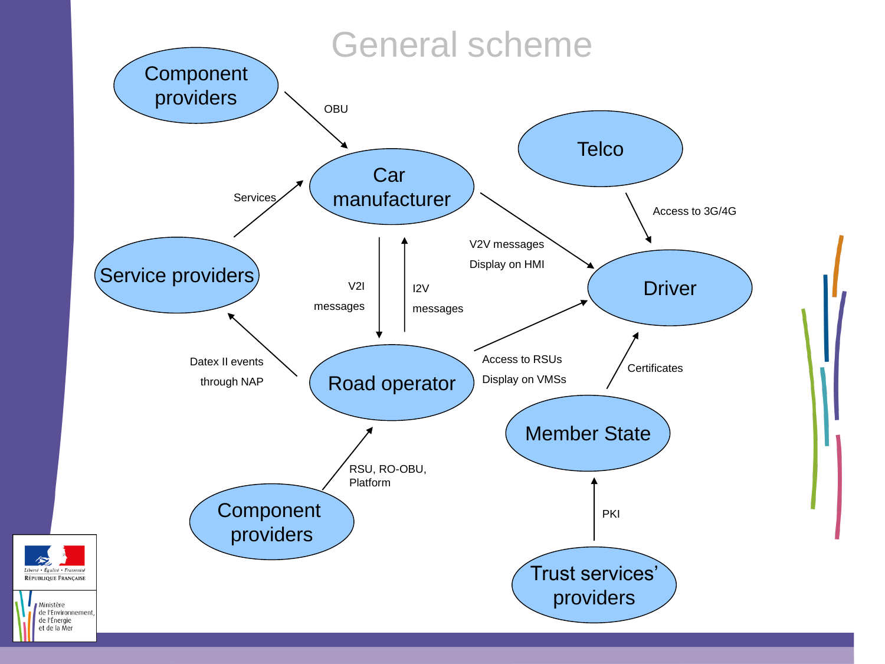# General scheme

- Component providers → Car manufacturer: OBU
- Service providers → Car manufacturer: Services
- Car manufacturer → Road operator: V2I messages
- Road operator → Car manufacturer: I2V messages
- Car manufacturer → Driver: V2V messages, Display on HMI
- Telco → Driver: Access to 3G/4G
- Road operator → Service providers: Datex II events through NAP
- Road operator → Driver: Access to RSUs, Display on VMSs
- Member State → Driver: Certificates
- Component providers → Road operator: RSU, RO-OBU, Platform
- Trust services' providers → Member State: PKI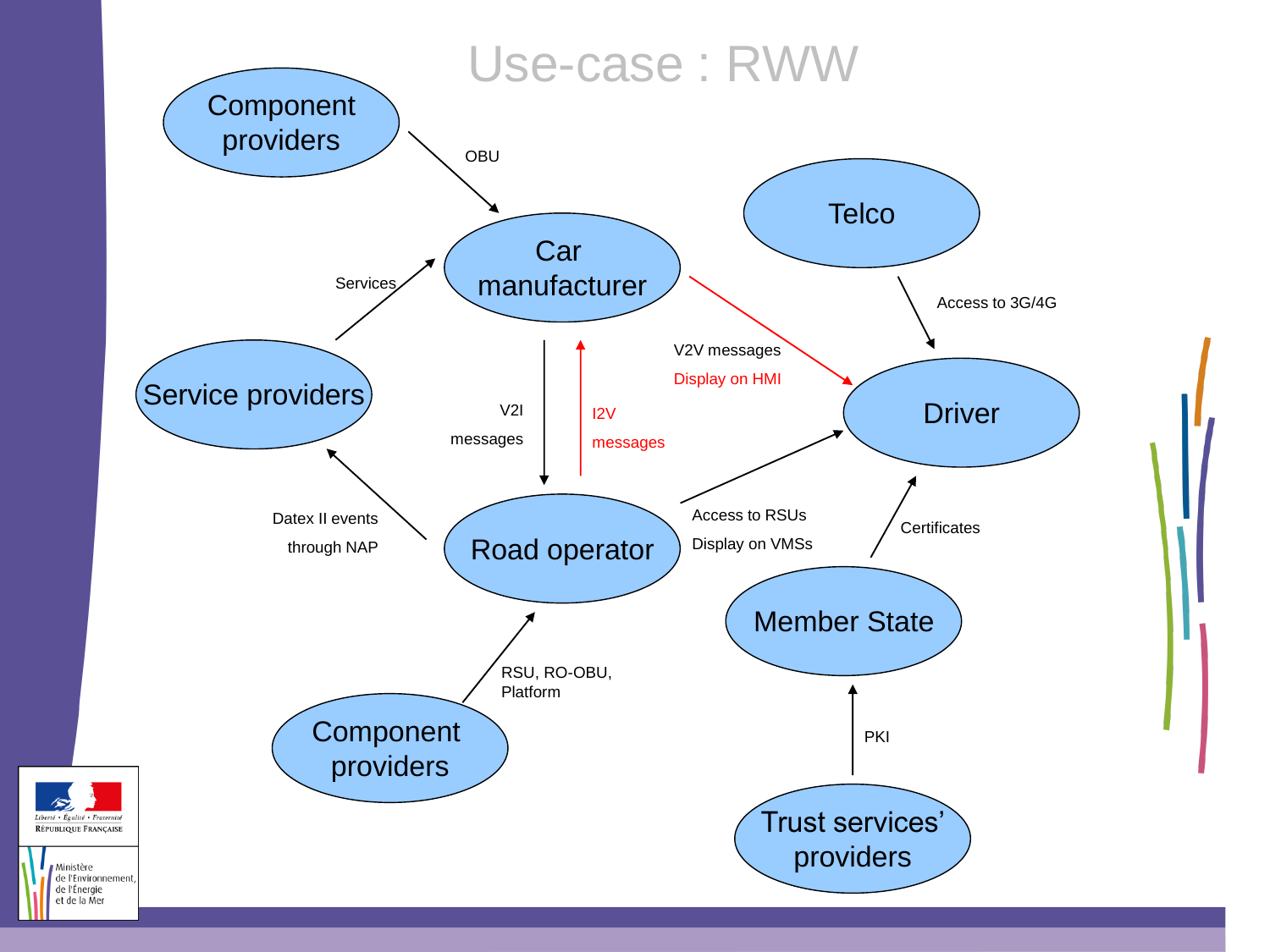# Use-case : RWW

Component providers

OBU

Car manufacturer

Telco

Services

Access to 3G/4G

V2V messages

Display on HMI

Service providers

V2I

messages

I2V

messages

Driver

Datex II events

through NAP

Access to RSUs

Display on VMSs

Certificates

Road operator

Member State

RSU, RO-OBU, Platform

Component providers

PKI

Trust services' providers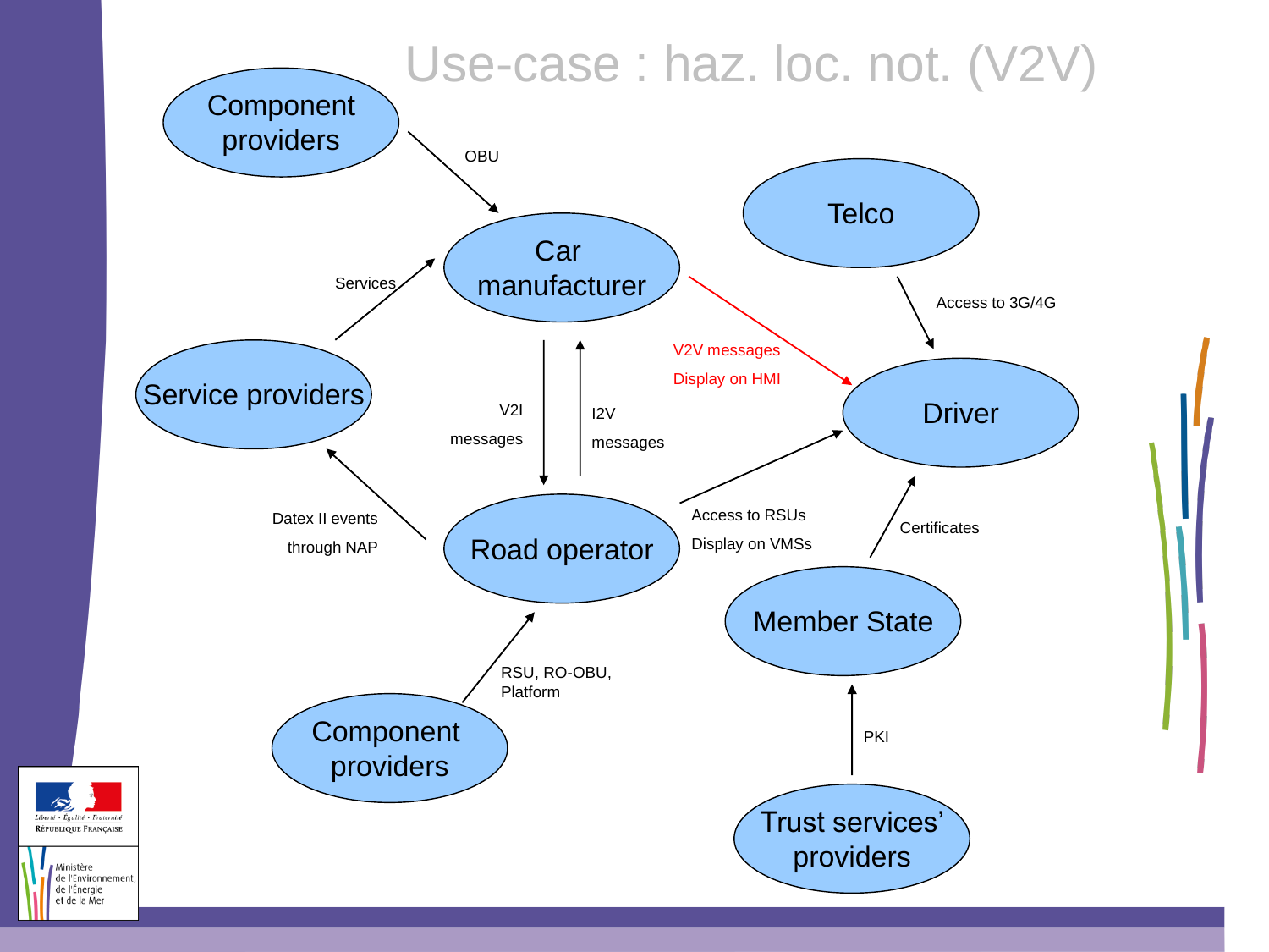# Use-case : haz. loc. not. (V2V)

- Component providers → Car manufacturer: OBU
- Service providers → Car manufacturer: Services
- Car manufacturer → Driver: V2V messages, Display on HMI
- Telco → Driver: Access to 3G/4G
- Car manufacturer → Road operator: V2I messages
- Road operator → Car manufacturer: I2V messages
- Road operator → Service providers: Datex II events through NAP
- Road operator → Driver: Access to RSUs, Display on VMSs
- Member State → Driver: Certificates
- Component providers → Road operator: RSU, RO-OBU, Platform
- Trust services' providers → Member State: PKI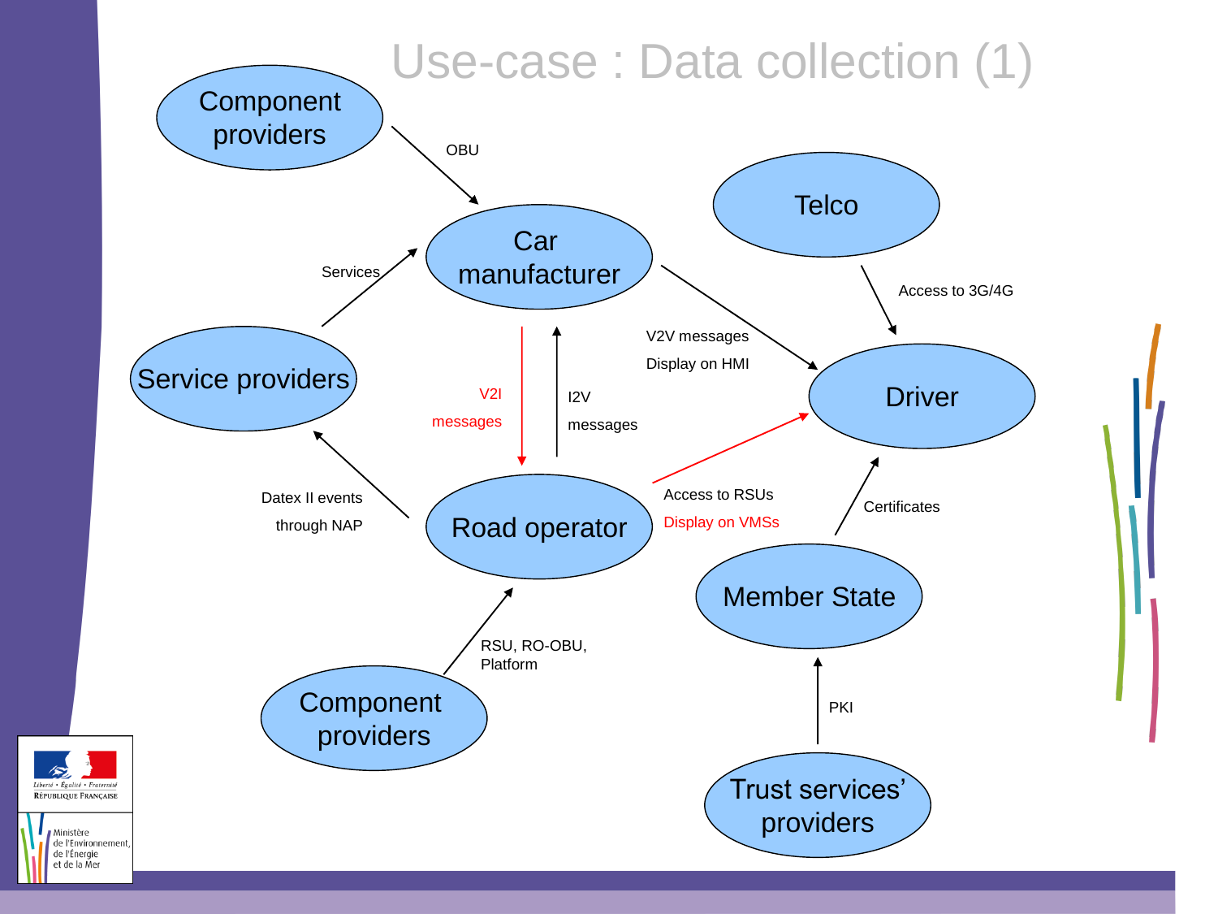# Use-case : Data collection (1)

- Component providers → Car manufacturer: OBU
- Service providers → Car manufacturer: Services
- Car manufacturer → Driver: V2V messages, Display on HMI
- Telco → Driver: Access to 3G/4G
- Car manufacturer → Road operator: V2I messages
- Road operator → Car manufacturer: I2V messages
- Road operator → Service providers: Datex II events through NAP
- Road operator → Driver: Access to RSUs, Display on VMSs
- Member State → Driver: Certificates
- Component providers → Road operator: RSU, RO-OBU, Platform
- Trust services' providers → Member State: PKI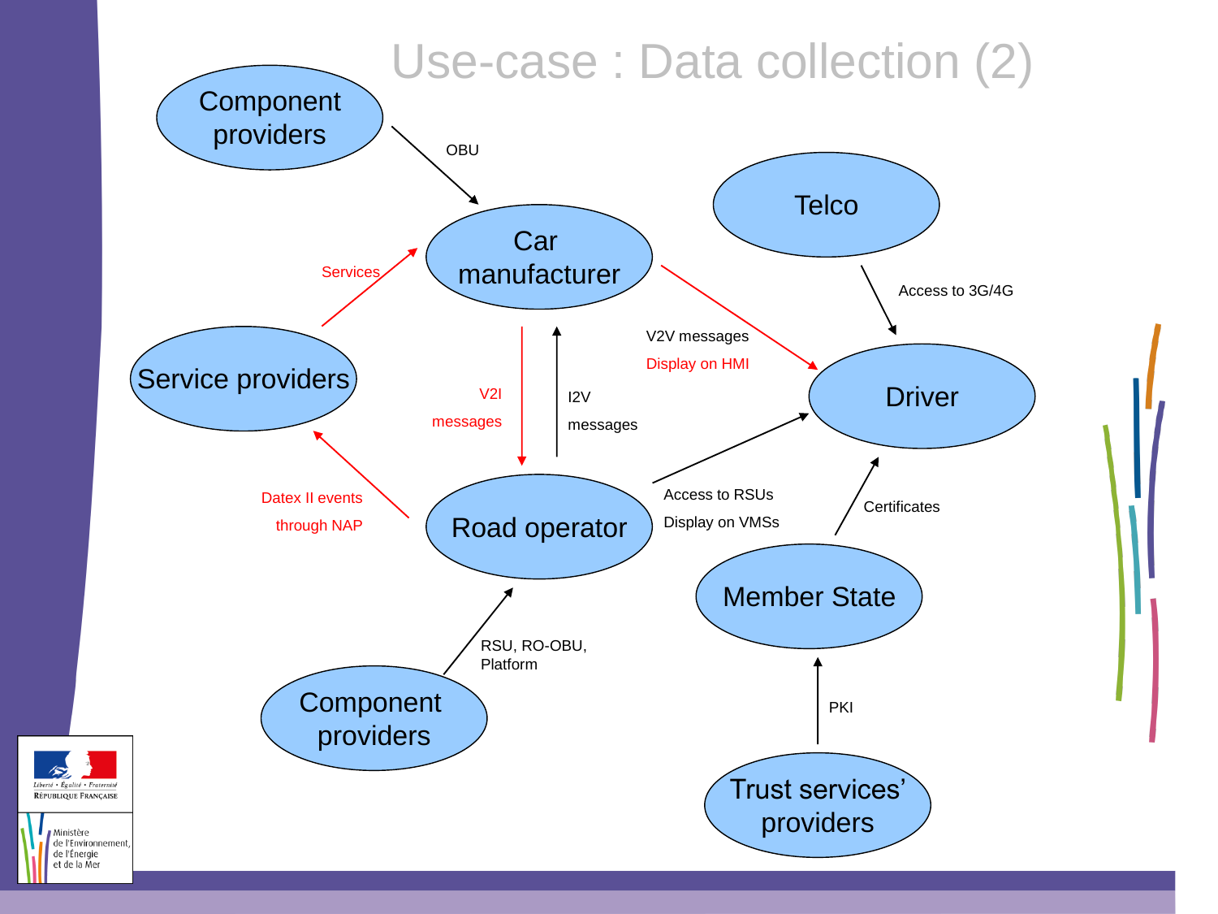# Use-case : Data collection (2)

- Component providers → Car manufacturer: OBU
- Service providers → Car manufacturer: Services
- Car manufacturer → Driver: V2V messages, Display on HMI
- Telco → Driver: Access to 3G/4G
- Car manufacturer → Road operator: V2I messages
- Road operator → Car manufacturer: I2V messages
- Road operator → Service providers: Datex II events through NAP
- Road operator → Driver: Access to RSUs, Display on VMSs
- Member State → Driver: Certificates
- Component providers → Road operator: RSU, RO-OBU, Platform
- Trust services' providers → Member State: PKI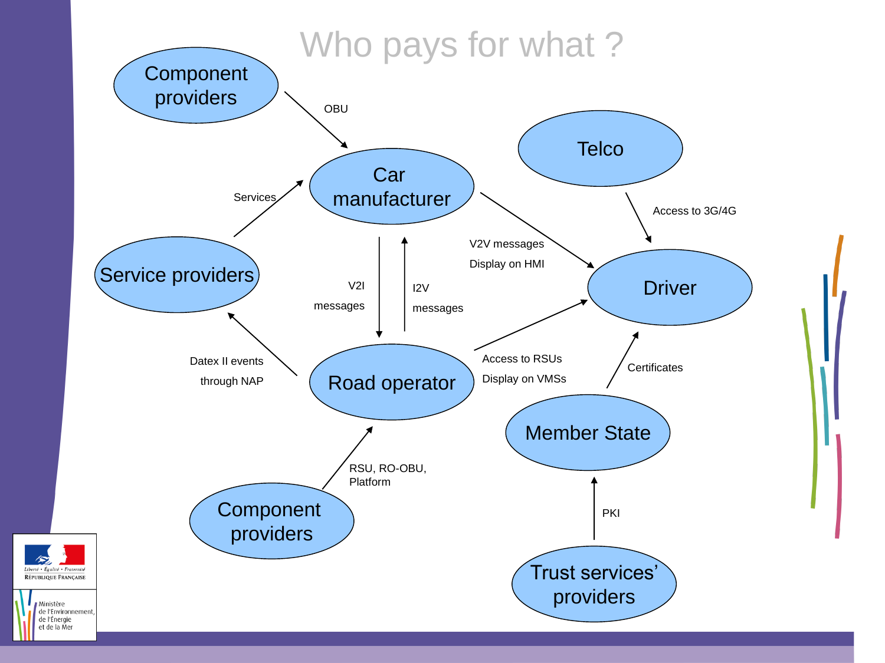# Who pays for what ?

- Component providers → Car manufacturer: OBU
- Service providers → Car manufacturer: Services
- Car manufacturer → Driver: V2V messages, Display on HMI
- Telco → Driver: Access to 3G/4G
- Car manufacturer → Road operator: V2I messages
- Road operator → Car manufacturer: I2V messages
- Road operator → Service providers: Datex II events through NAP
- Road operator → Driver: Access to RSUs, Display on VMSs
- Member State → Driver: Certificates
- Component providers → Road operator: RSU, RO-OBU, Platform
- Trust services' providers → Member State: PKI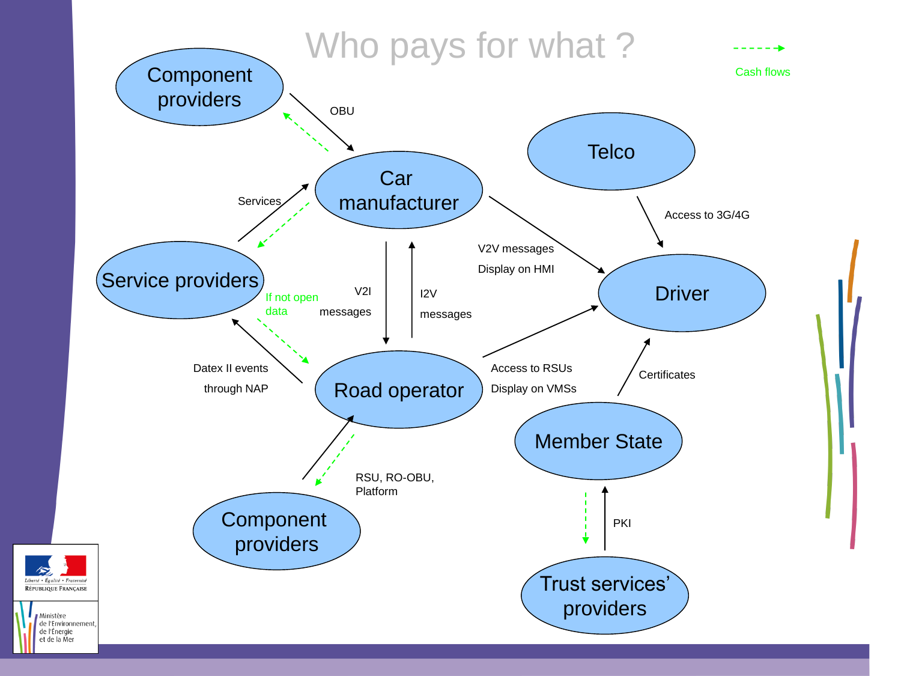# Who pays for what ?

Cash flows

- Component providers → Car manufacturer: OBU
- Service providers → Car manufacturer: Services
- Car manufacturer → Road operator: V2I messages
- Road operator → Car manufacturer: I2V messages
- Car manufacturer → Driver: V2V messages, Display on HMI
- Telco → Driver: Access to 3G/4G
- Road operator → Service providers: Datex II events through NAP
- Service providers → Road operator (cash flow): If not open data
- Road operator → Driver: Access to RSUs, Display on VMSs
- Member State → Driver: Certificates
- Component providers → Road operator: RSU, RO-OBU, Platform
- Trust services' providers → Member State: PKI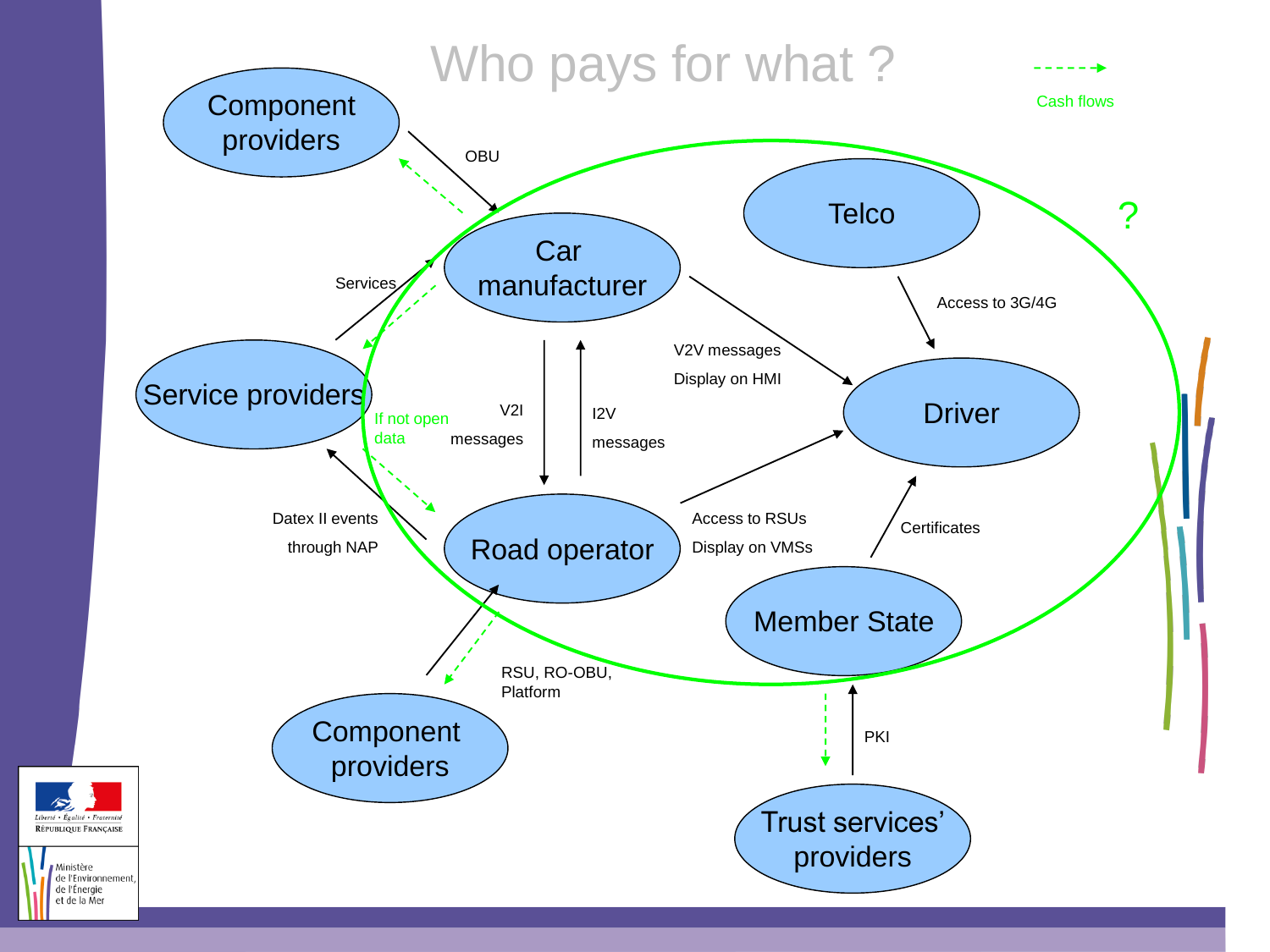# Who pays for what ?

Cash flows

Component providers

OBU

Car manufacturer

Telco

?

Services

Access to 3G/4G

V2V messages

Display on HMI

Service providers

If not open data

V2I messages

I2V messages

Driver

Datex II events through NAP

Road operator

Access to RSUs

Display on VMSs

Certificates

Member State

RSU, RO-OBU, Platform

Component providers

PKI

Trust services' providers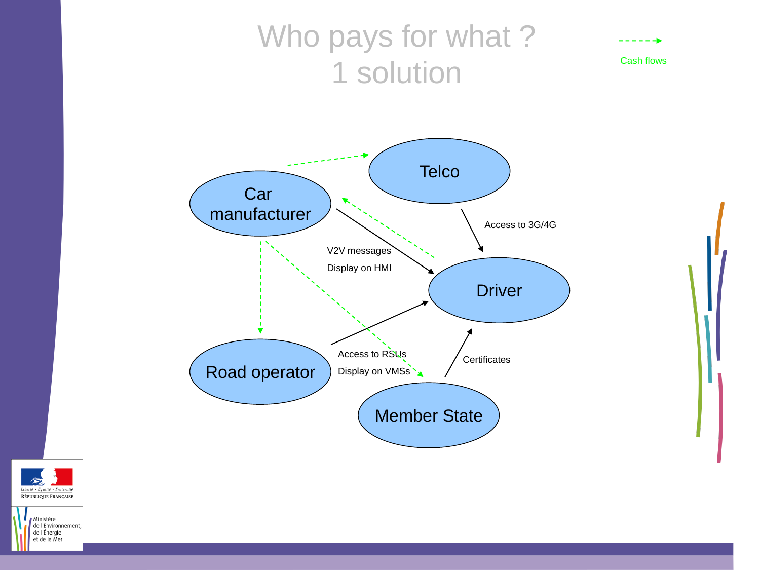# Who pays for what ?
# 1 solution

Cash flows

Car manufacturer

Telco

Driver

Road operator

Member State

Access to 3G/4G

V2V messages

Display on HMI

Access to RSUs

Display on VMSs

Certificates

Liberté • Égalité • Fraternité
RÉPUBLIQUE FRANÇAISE

Ministère
de l'Environnement,
de l'Énergie
et de la Mer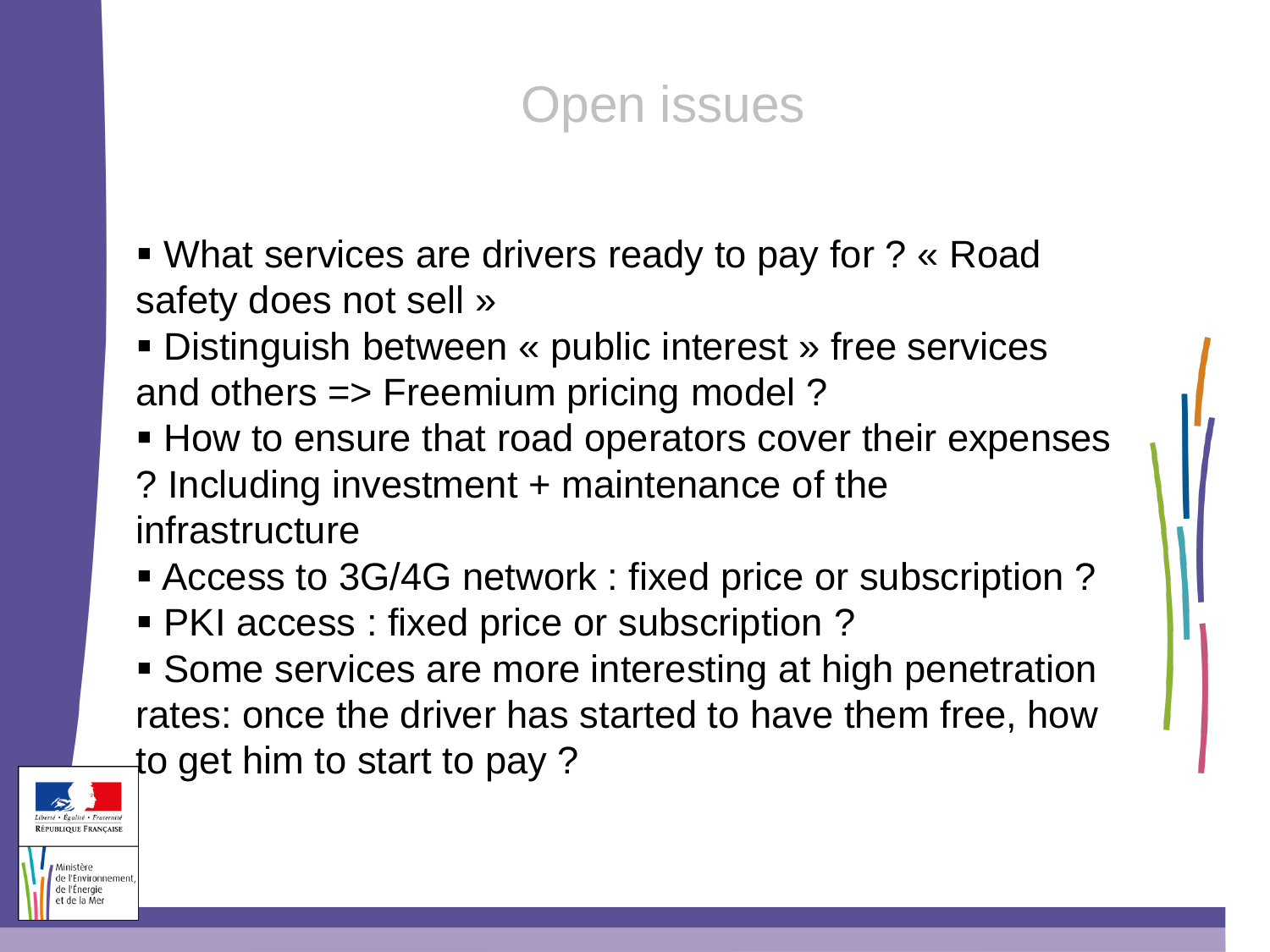# Open issues

- What services are drivers ready to pay for ? « Road safety does not sell »
- Distinguish between « public interest » free services and others => Freemium pricing model ?
- How to ensure that road operators cover their expenses ? Including investment + maintenance of the infrastructure
- Access to 3G/4G network : fixed price or subscription ?
- PKI access : fixed price or subscription ?
- Some services are more interesting at high penetration rates: once the driver has started to have them free, how to get him to start to pay ?

Liberté • Égalité • Fraternité
RÉPUBLIQUE FRANÇAISE

Ministère de l'Environnement, de l'Énergie et de la Mer